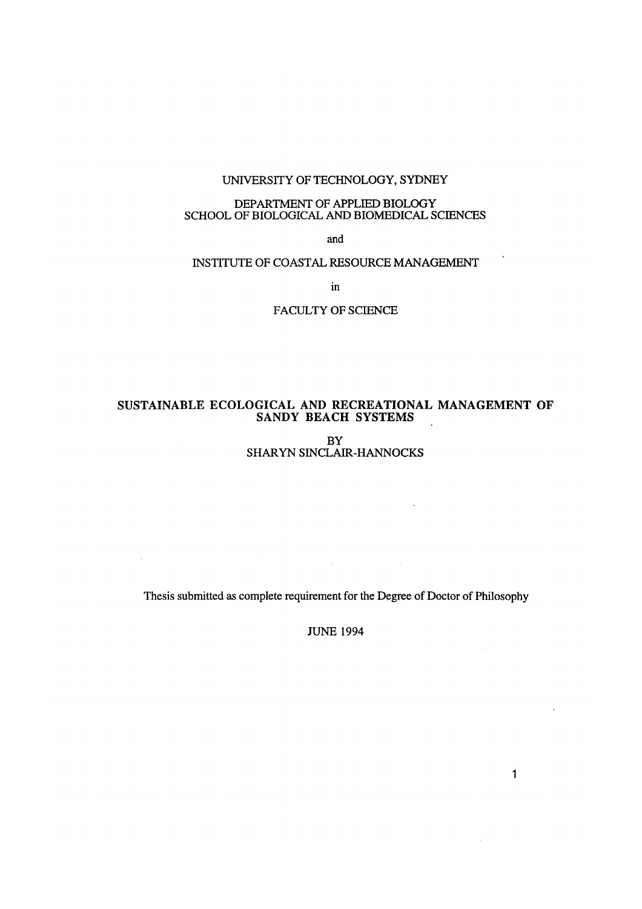UNIVERSITY OF TECHNOLOGY, SYDNEY

DEPARTMENT OF APPLIED BIOLOGY
SCHOOL OF BIOLOGICAL AND BIOMEDICAL SCIENCES

and

INSTITUTE OF COASTAL RESOURCE MANAGEMENT

in

FACULTY OF SCIENCE

# SUSTAINABLE ECOLOGICAL AND RECREATIONAL MANAGEMENT OF SANDY BEACH SYSTEMS

BY
SHARYN SINCLAIR-HANNOCKS

Thesis submitted as complete requirement for the Degree of Doctor of Philosophy

JUNE 1994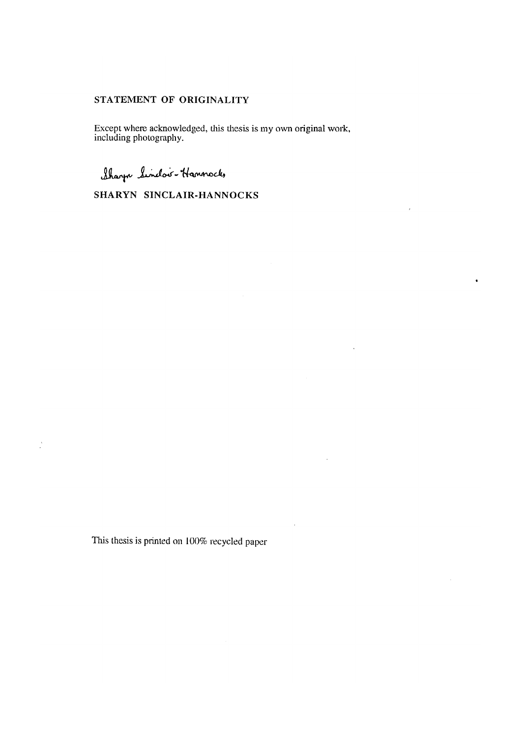## STATEMENT OF ORIGINALITY

Except where acknowledged, this thesis is my own original work, including photography.

Sharyn Sinclair-Hannocks

**SHARYN SINCLAIR-HANNOCKS**

This thesis is printed on 100% recycled paper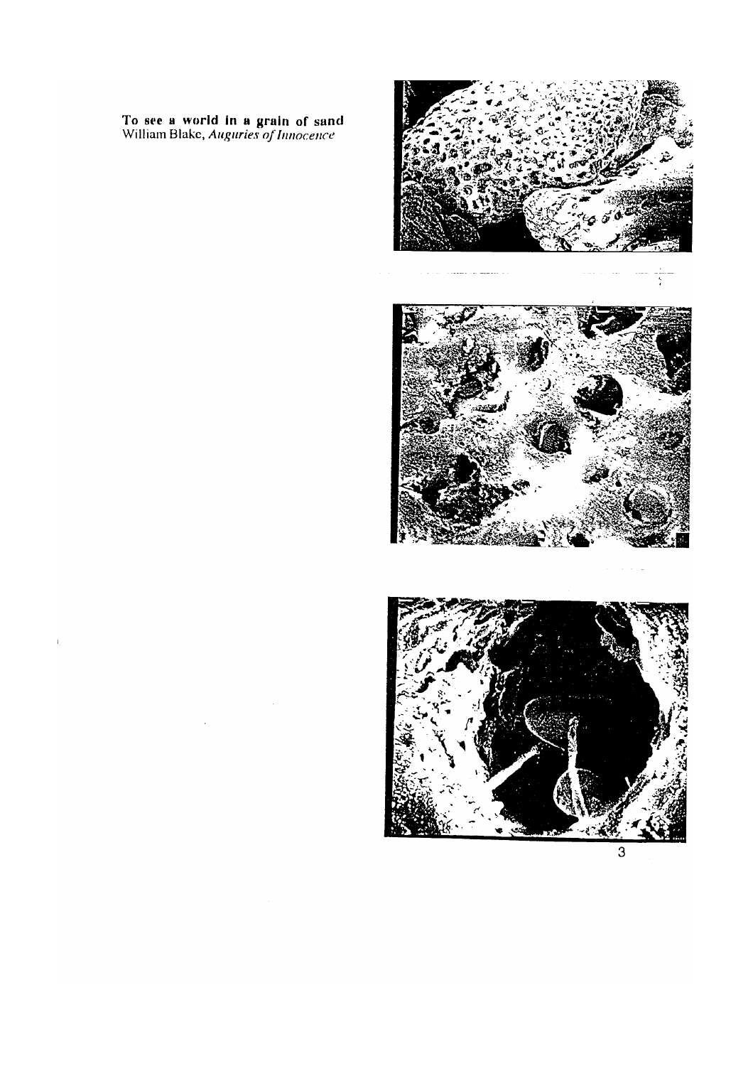**To see a world in a grain of sand**
William Blake, *Auguries of Innocence*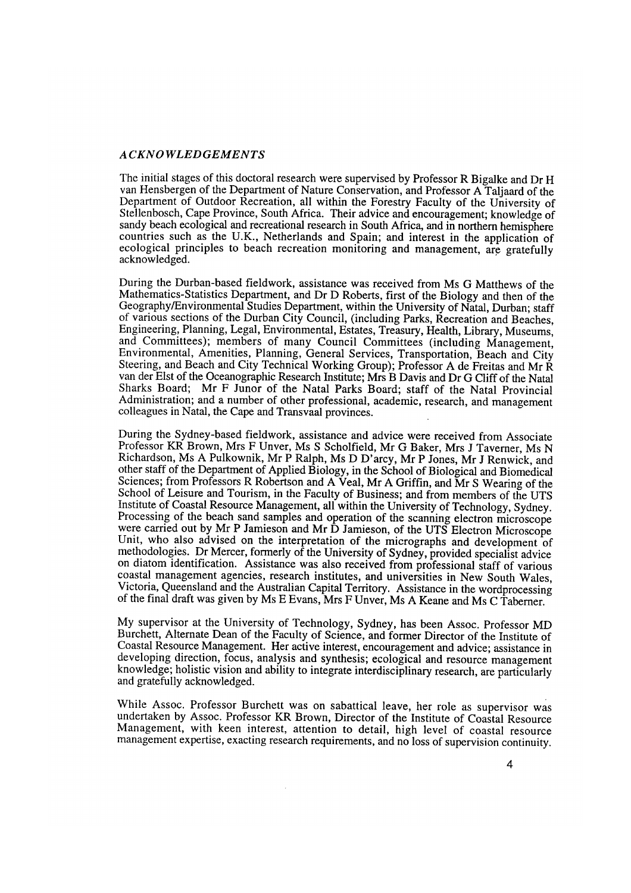## *ACKNOWLEDGEMENTS*

The initial stages of this doctoral research were supervised by Professor R Bigalke and Dr H van Hensbergen of the Department of Nature Conservation, and Professor A Taljaard of the Department of Outdoor Recreation, all within the Forestry Faculty of the University of Stellenbosch, Cape Province, South Africa. Their advice and encouragement; knowledge of sandy beach ecological and recreational research in South Africa, and in northern hemisphere countries such as the U.K., Netherlands and Spain; and interest in the application of ecological principles to beach recreation monitoring and management, are gratefully acknowledged.

During the Durban-based fieldwork, assistance was received from Ms G Matthews of the Mathematics-Statistics Department, and Dr D Roberts, first of the Biology and then of the Geography/Environmental Studies Department, within the University of Natal, Durban; staff of various sections of the Durban City Council, (including Parks, Recreation and Beaches, Engineering, Planning, Legal, Environmental, Estates, Treasury, Health, Library, Museums, and Committees); members of many Council Committees (including Management, Environmental, Amenities, Planning, General Services, Transportation, Beach and City Steering, and Beach and City Technical Working Group); Professor A de Freitas and Mr R van der Elst of the Oceanographic Research Institute; Mrs B Davis and Dr G Cliff of the Natal Sharks Board; Mr F Junor of the Natal Parks Board; staff of the Natal Provincial Administration; and a number of other professional, academic, research, and management colleagues in Natal, the Cape and Transvaal provinces.

During the Sydney-based fieldwork, assistance and advice were received from Associate Professor KR Brown, Mrs F Unver, Ms S Scholfield, Mr G Baker, Mrs J Taverner, Ms N Richardson, Ms A Pulkownik, Mr P Ralph, Ms D D'arcy, Mr P Jones, Mr J Renwick, and other staff of the Department of Applied Biology, in the School of Biological and Biomedical Sciences; from Professors R Robertson and A Veal, Mr A Griffin, and Mr S Wearing of the School of Leisure and Tourism, in the Faculty of Business; and from members of the UTS Institute of Coastal Resource Management, all within the University of Technology, Sydney. Processing of the beach sand samples and operation of the scanning electron microscope were carried out by Mr P Jamieson and Mr D Jamieson, of the UTS Electron Microscope Unit, who also advised on the interpretation of the micrographs and development of methodologies. Dr Mercer, formerly of the University of Sydney, provided specialist advice on diatom identification. Assistance was also received from professional staff of various coastal management agencies, research institutes, and universities in New South Wales, Victoria, Queensland and the Australian Capital Territory. Assistance in the wordprocessing of the final draft was given by Ms E Evans, Mrs F Unver, Ms A Keane and Ms C Taberner.

My supervisor at the University of Technology, Sydney, has been Assoc. Professor MD Burchett, Alternate Dean of the Faculty of Science, and former Director of the Institute of Coastal Resource Management. Her active interest, encouragement and advice; assistance in developing direction, focus, analysis and synthesis; ecological and resource management knowledge; holistic vision and ability to integrate interdisciplinary research, are particularly and gratefully acknowledged.

While Assoc. Professor Burchett was on sabattical leave, her role as supervisor was undertaken by Assoc. Professor KR Brown, Director of the Institute of Coastal Resource Management, with keen interest, attention to detail, high level of coastal resource management expertise, exacting research requirements, and no loss of supervision continuity.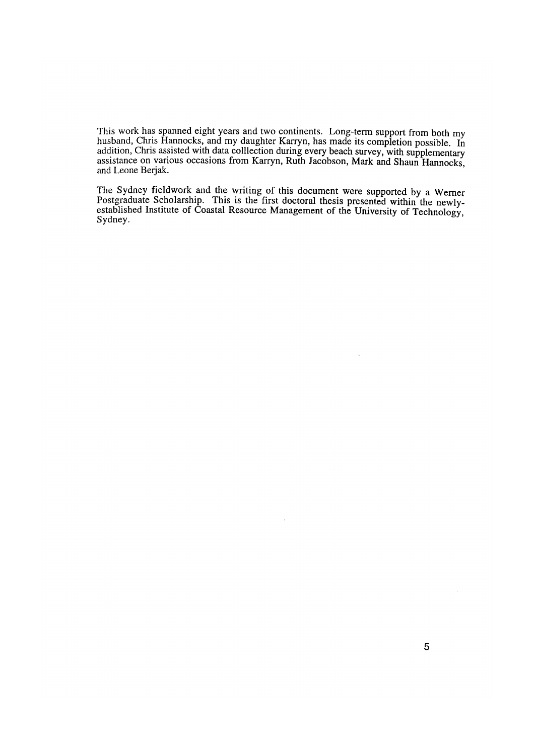This work has spanned eight years and two continents. Long-term support from both my husband, Chris Hannocks, and my daughter Karryn, has made its completion possible. In addition, Chris assisted with data colllection during every beach survey, with supplementary assistance on various occasions from Karryn, Ruth Jacobson, Mark and Shaun Hannocks, and Leone Berjak.

The Sydney fieldwork and the writing of this document were supported by a Werner Postgraduate Scholarship. This is the first doctoral thesis presented within the newly-established Institute of Coastal Resource Management of the University of Technology, Sydney.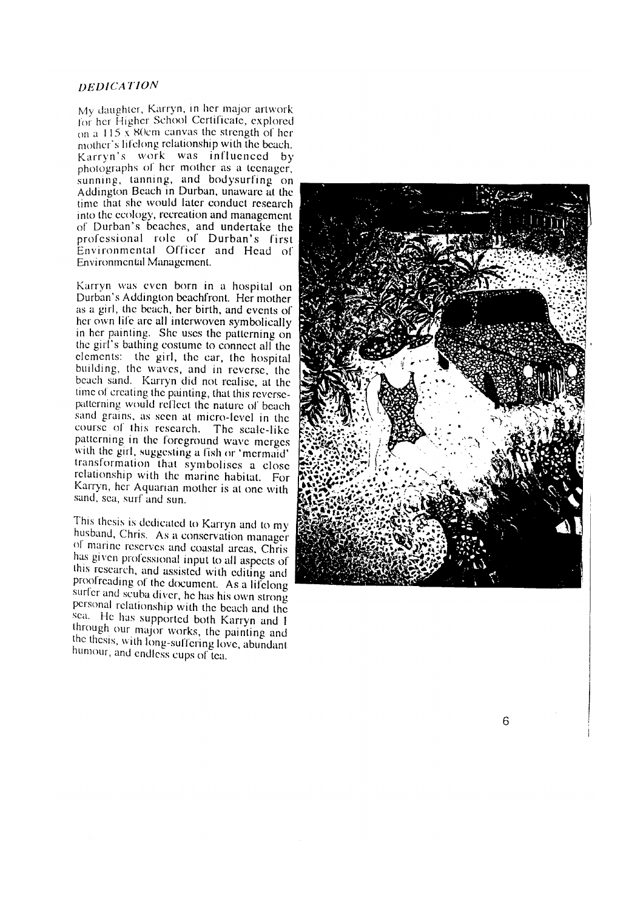## *DEDICATION*

My daughter, Karryn, in her major artwork for her Higher School Certificate, explored on a 115 x 80cm canvas the strength of her mother's lifelong relationship with the beach. Karryn's work was influenced by photographs of her mother as a teenager, sunning, tanning, and bodysurfing on Addington Beach in Durban, unaware at the time that she would later conduct research into the ecology, recreation and management of Durban's beaches, and undertake the professional role of Durban's first Environmental Officer and Head of Environmental Management.

Karryn was even born in a hospital on Durban's Addington beachfront. Her mother as a girl, the beach, her birth, and events of her own life are all interwoven symbolically in her painting. She uses the patterning on the girl's bathing costume to connect all the elements: the girl, the car, the hospital building, the waves, and in reverse, the beach sand. Karryn did not realise, at the time of creating the painting, that this reverse-patterning would reflect the nature of beach sand grains, as seen at micro-level in the course of this research. The scale-like patterning in the foreground wave merges with the girl, suggesting a fish or 'mermaid' transformation that symbolises a close relationship with the marine habitat. For Karryn, her Aquarian mother is at one with sand, sea, surf and sun.

This thesis is dedicated to Karryn and to my husband, Chris. As a conservation manager of marine reserves and coastal areas, Chris has given professional input to all aspects of this research, and assisted with editing and proofreading of the document. As a lifelong surfer and scuba diver, he has his own strong personal relationship with the beach and the sea. He has supported both Karryn and I through our major works, the painting and the thesis, with long-suffering love, abundant humour, and endless cups of tea.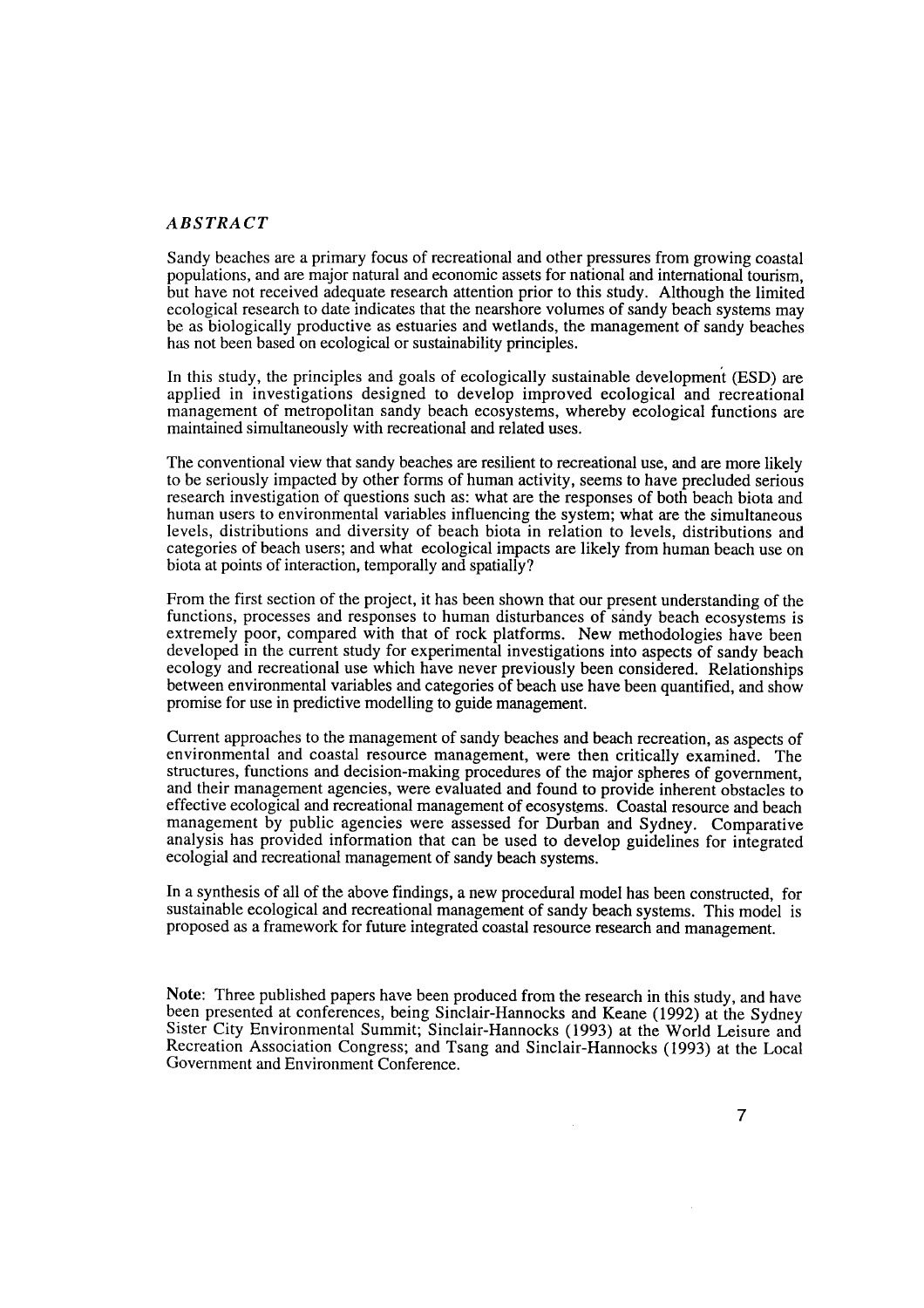## *ABSTRACT*

Sandy beaches are a primary focus of recreational and other pressures from growing coastal populations, and are major natural and economic assets for national and international tourism, but have not received adequate research attention prior to this study. Although the limited ecological research to date indicates that the nearshore volumes of sandy beach systems may be as biologically productive as estuaries and wetlands, the management of sandy beaches has not been based on ecological or sustainability principles.

In this study, the principles and goals of ecologically sustainable development (ESD) are applied in investigations designed to develop improved ecological and recreational management of metropolitan sandy beach ecosystems, whereby ecological functions are maintained simultaneously with recreational and related uses.

The conventional view that sandy beaches are resilient to recreational use, and are more likely to be seriously impacted by other forms of human activity, seems to have precluded serious research investigation of questions such as: what are the responses of both beach biota and human users to environmental variables influencing the system; what are the simultaneous levels, distributions and diversity of beach biota in relation to levels, distributions and categories of beach users; and what ecological impacts are likely from human beach use on biota at points of interaction, temporally and spatially?

From the first section of the project, it has been shown that our present understanding of the functions, processes and responses to human disturbances of sandy beach ecosystems is extremely poor, compared with that of rock platforms. New methodologies have been developed in the current study for experimental investigations into aspects of sandy beach ecology and recreational use which have never previously been considered. Relationships between environmental variables and categories of beach use have been quantified, and show promise for use in predictive modelling to guide management.

Current approaches to the management of sandy beaches and beach recreation, as aspects of environmental and coastal resource management, were then critically examined. The structures, functions and decision-making procedures of the major spheres of government, and their management agencies, were evaluated and found to provide inherent obstacles to effective ecological and recreational management of ecosystems. Coastal resource and beach management by public agencies were assessed for Durban and Sydney. Comparative analysis has provided information that can be used to develop guidelines for integrated ecologial and recreational management of sandy beach systems.

In a synthesis of all of the above findings, a new procedural model has been constructed, for sustainable ecological and recreational management of sandy beach systems. This model is proposed as a framework for future integrated coastal resource research and management.

Note: Three published papers have been produced from the research in this study, and have been presented at conferences, being Sinclair-Hannocks and Keane (1992) at the Sydney Sister City Environmental Summit; Sinclair-Hannocks (1993) at the World Leisure and Recreation Association Congress; and Tsang and Sinclair-Hannocks (1993) at the Local Government and Environment Conference.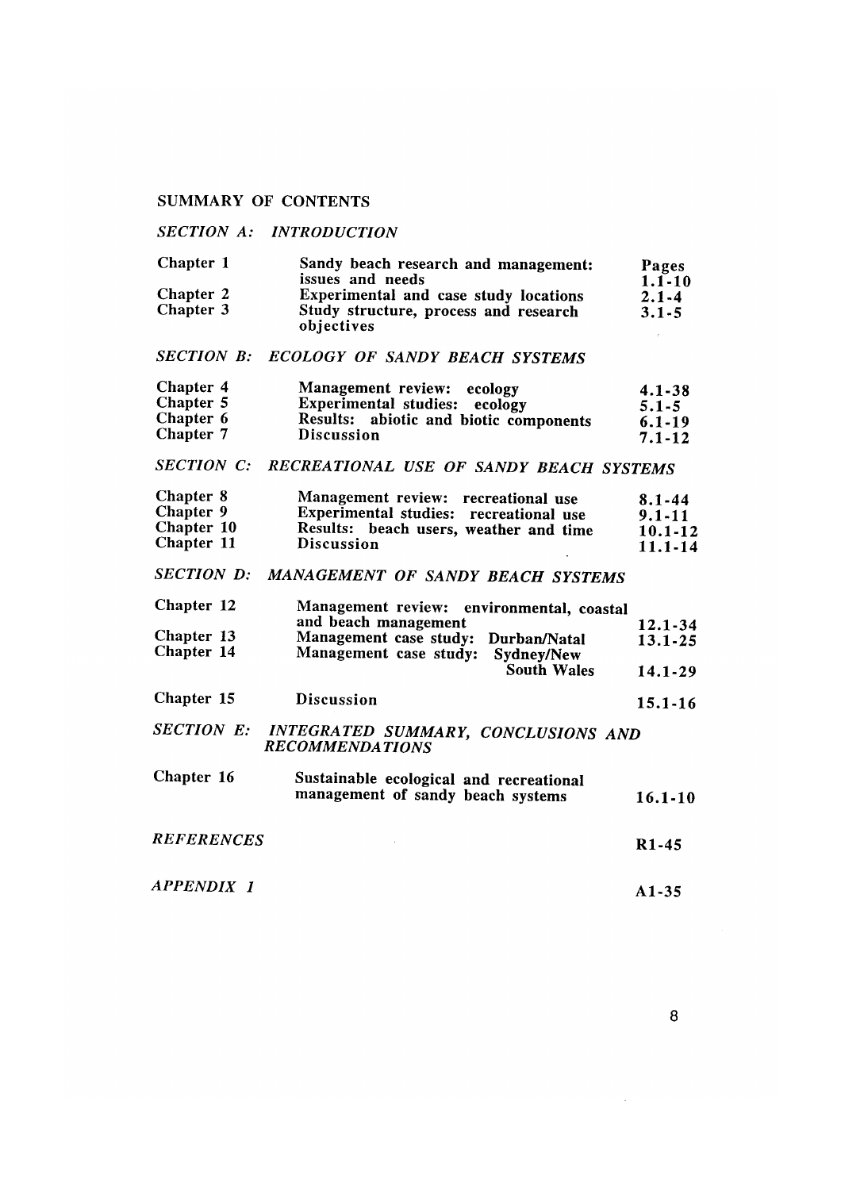## SUMMARY OF CONTENTS

### *SECTION A: INTRODUCTION*

| | | Pages |
|---|---|---|
| Chapter 1 | Sandy beach research and management: issues and needs | 1.1-10 |
| Chapter 2 | Experimental and case study locations | 2.1-4 |
| Chapter 3 | Study structure, process and research objectives | 3.1-5 |

### *SECTION B: ECOLOGY OF SANDY BEACH SYSTEMS*

| | | |
|---|---|---|
| Chapter 4 | Management review: ecology | 4.1-38 |
| Chapter 5 | Experimental studies: ecology | 5.1-5 |
| Chapter 6 | Results: abiotic and biotic components | 6.1-19 |
| Chapter 7 | Discussion | 7.1-12 |

### *SECTION C: RECREATIONAL USE OF SANDY BEACH SYSTEMS*

| | | |
|---|---|---|
| Chapter 8 | Management review: recreational use | 8.1-44 |
| Chapter 9 | Experimental studies: recreational use | 9.1-11 |
| Chapter 10 | Results: beach users, weather and time | 10.1-12 |
| Chapter 11 | Discussion | 11.1-14 |

### *SECTION D: MANAGEMENT OF SANDY BEACH SYSTEMS*

| | | |
|---|---|---|
| Chapter 12 | Management review: environmental, coastal and beach management | 12.1-34 |
| Chapter 13 | Management case study: Durban/Natal | 13.1-25 |
| Chapter 14 | Management case study: Sydney/New South Wales | 14.1-29 |
| Chapter 15 | Discussion | 15.1-16 |

### *SECTION E: INTEGRATED SUMMARY, CONCLUSIONS AND RECOMMENDATIONS*

| | | |
|---|---|---|
| Chapter 16 | Sustainable ecological and recreational management of sandy beach systems | 16.1-10 |

*REFERENCES* R1-45

*APPENDIX 1* A1-35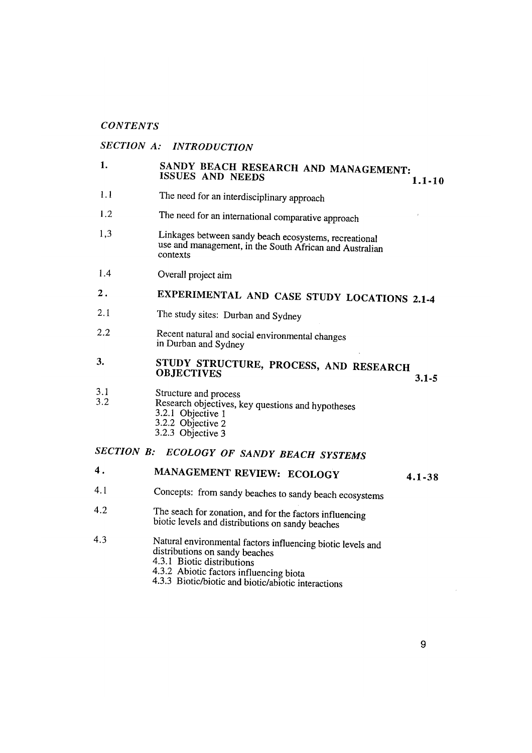*CONTENTS*

*SECTION A: INTRODUCTION*

**1. SANDY BEACH RESEARCH AND MANAGEMENT: ISSUES AND NEEDS** **1.1-10**

1.1 The need for an interdisciplinary approach

1.2 The need for an international comparative approach

1,3 Linkages between sandy beach ecosystems, recreational use and management, in the South African and Australian contexts

1.4 Overall project aim

**2. EXPERIMENTAL AND CASE STUDY LOCATIONS** **2.1-4**

2.1 The study sites: Durban and Sydney

2.2 Recent natural and social environmental changes in Durban and Sydney

**3. STUDY STRUCTURE, PROCESS, AND RESEARCH OBJECTIVES** **3.1-5**

3.1 Structure and process

3.2 Research objectives, key questions and hypotheses
- 3.2.1 Objective 1
- 3.2.2 Objective 2
- 3.2.3 Objective 3

*SECTION B: ECOLOGY OF SANDY BEACH SYSTEMS*

**4. MANAGEMENT REVIEW: ECOLOGY** **4.1-38**

4.1 Concepts: from sandy beaches to sandy beach ecosystems

4.2 The seach for zonation, and for the factors influencing biotic levels and distributions on sandy beaches

4.3 Natural environmental factors influencing biotic levels and distributions on sandy beaches
- 4.3.1 Biotic distributions
- 4.3.2 Abiotic factors influencing biota
- 4.3.3 Biotic/biotic and biotic/abiotic interactions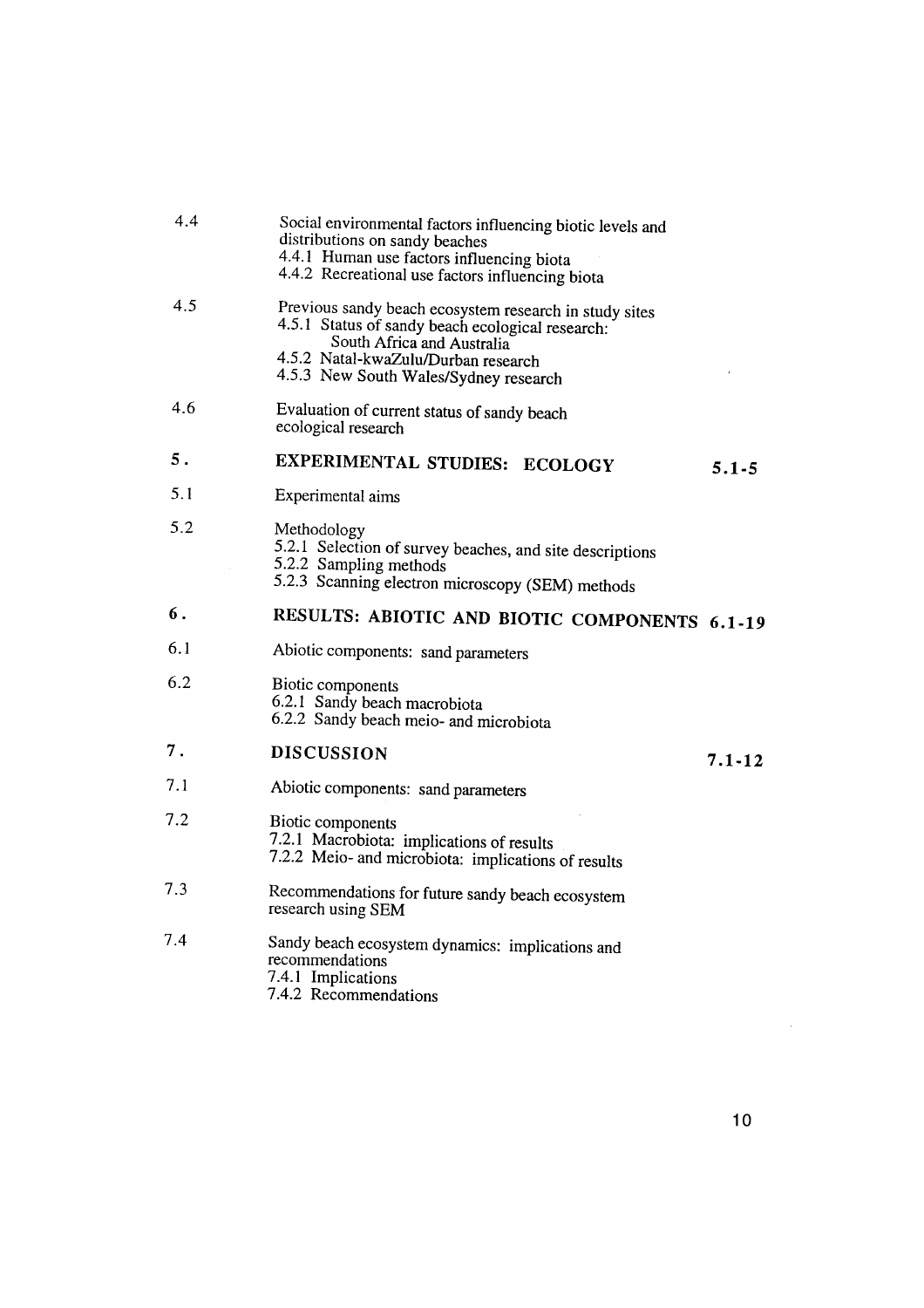4.4 Social environmental factors influencing biotic levels and distributions on sandy beaches
- 4.4.1 Human use factors influencing biota
- 4.4.2 Recreational use factors influencing biota

4.5 Previous sandy beach ecosystem research in study sites
- 4.5.1 Status of sandy beach ecological research: South Africa and Australia
- 4.5.2 Natal-kwaZulu/Durban research
- 4.5.3 New South Wales/Sydney research

4.6 Evaluation of current status of sandy beach ecological research

**5. EXPERIMENTAL STUDIES: ECOLOGY** **5.1-5**

5.1 Experimental aims

5.2 Methodology
- 5.2.1 Selection of survey beaches, and site descriptions
- 5.2.2 Sampling methods
- 5.2.3 Scanning electron microscopy (SEM) methods

**6. RESULTS: ABIOTIC AND BIOTIC COMPONENTS** **6.1-19**

6.1 Abiotic components: sand parameters

6.2 Biotic components
- 6.2.1 Sandy beach macrobiota
- 6.2.2 Sandy beach meio- and microbiota

**7. DISCUSSION** **7.1-12**

7.1 Abiotic components: sand parameters

7.2 Biotic components
- 7.2.1 Macrobiota: implications of results
- 7.2.2 Meio- and microbiota: implications of results

7.3 Recommendations for future sandy beach ecosystem research using SEM

7.4 Sandy beach ecosystem dynamics: implications and recommendations
- 7.4.1 Implications
- 7.4.2 Recommendations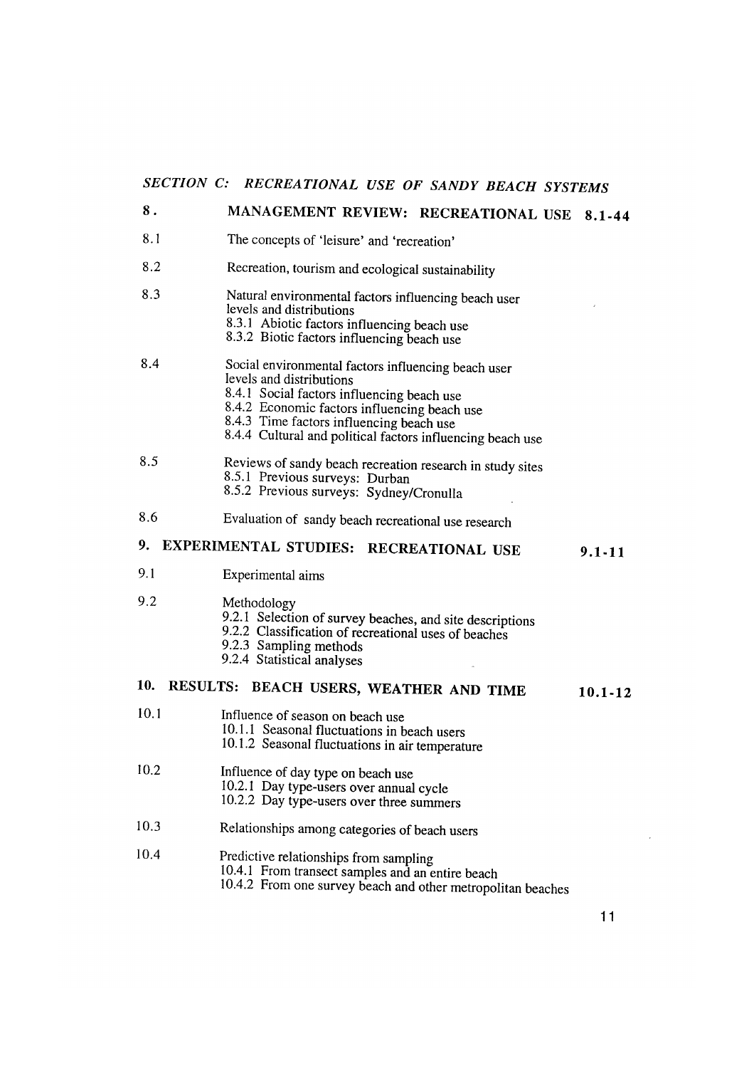*SECTION C: RECREATIONAL USE OF SANDY BEACH SYSTEMS*

**8. MANAGEMENT REVIEW: RECREATIONAL USE 8.1-44**

8.1 The concepts of 'leisure' and 'recreation'

8.2 Recreation, tourism and ecological sustainability

8.3 Natural environmental factors influencing beach user levels and distributions
- 8.3.1 Abiotic factors influencing beach use
- 8.3.2 Biotic factors influencing beach use

8.4 Social environmental factors influencing beach user levels and distributions
- 8.4.1 Social factors influencing beach use
- 8.4.2 Economic factors influencing beach use
- 8.4.3 Time factors influencing beach use
- 8.4.4 Cultural and political factors influencing beach use

8.5 Reviews of sandy beach recreation research in study sites
- 8.5.1 Previous surveys: Durban
- 8.5.2 Previous surveys: Sydney/Cronulla

8.6 Evaluation of sandy beach recreational use research

**9. EXPERIMENTAL STUDIES: RECREATIONAL USE 9.1-11**

9.1 Experimental aims

9.2 Methodology
- 9.2.1 Selection of survey beaches, and site descriptions
- 9.2.2 Classification of recreational uses of beaches
- 9.2.3 Sampling methods
- 9.2.4 Statistical analyses

**10. RESULTS: BEACH USERS, WEATHER AND TIME 10.1-12**

10.1 Influence of season on beach use
- 10.1.1 Seasonal fluctuations in beach users
- 10.1.2 Seasonal fluctuations in air temperature

10.2 Influence of day type on beach use
- 10.2.1 Day type-users over annual cycle
- 10.2.2 Day type-users over three summers

10.3 Relationships among categories of beach users

10.4 Predictive relationships from sampling
- 10.4.1 From transect samples and an entire beach
- 10.4.2 From one survey beach and other metropolitan beaches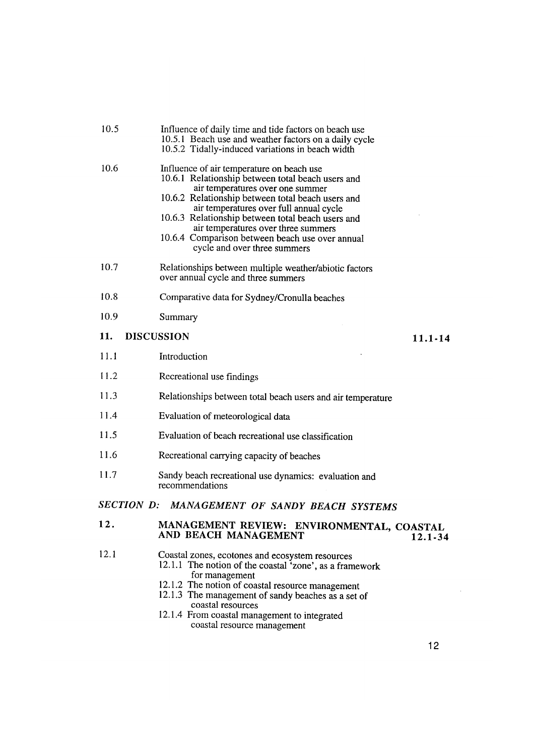10.5 Influence of daily time and tide factors on beach use
- 10.5.1 Beach use and weather factors on a daily cycle
- 10.5.2 Tidally-induced variations in beach width

10.6 Influence of air temperature on beach use
- 10.6.1 Relationship between total beach users and air temperatures over one summer
- 10.6.2 Relationship between total beach users and air temperatures over full annual cycle
- 10.6.3 Relationship between total beach users and air temperatures over three summers
- 10.6.4 Comparison between beach use over annual cycle and over three summers

10.7 Relationships between multiple weather/abiotic factors over annual cycle and three summers

10.8 Comparative data for Sydney/Cronulla beaches

10.9 Summary

**11. DISCUSSION** **11.1-14**

11.1 Introduction

11.2 Recreational use findings

11.3 Relationships between total beach users and air temperature

11.4 Evaluation of meteorological data

11.5 Evaluation of beach recreational use classification

11.6 Recreational carrying capacity of beaches

11.7 Sandy beach recreational use dynamics: evaluation and recommendations

## *SECTION D: MANAGEMENT OF SANDY BEACH SYSTEMS*

**12. MANAGEMENT REVIEW: ENVIRONMENTAL, COASTAL AND BEACH MANAGEMENT** **12.1-34**

12.1 Coastal zones, ecotones and ecosystem resources
- 12.1.1 The notion of the coastal 'zone', as a framework for management
- 12.1.2 The notion of coastal resource management
- 12.1.3 The management of sandy beaches as a set of coastal resources
- 12.1.4 From coastal management to integrated coastal resource management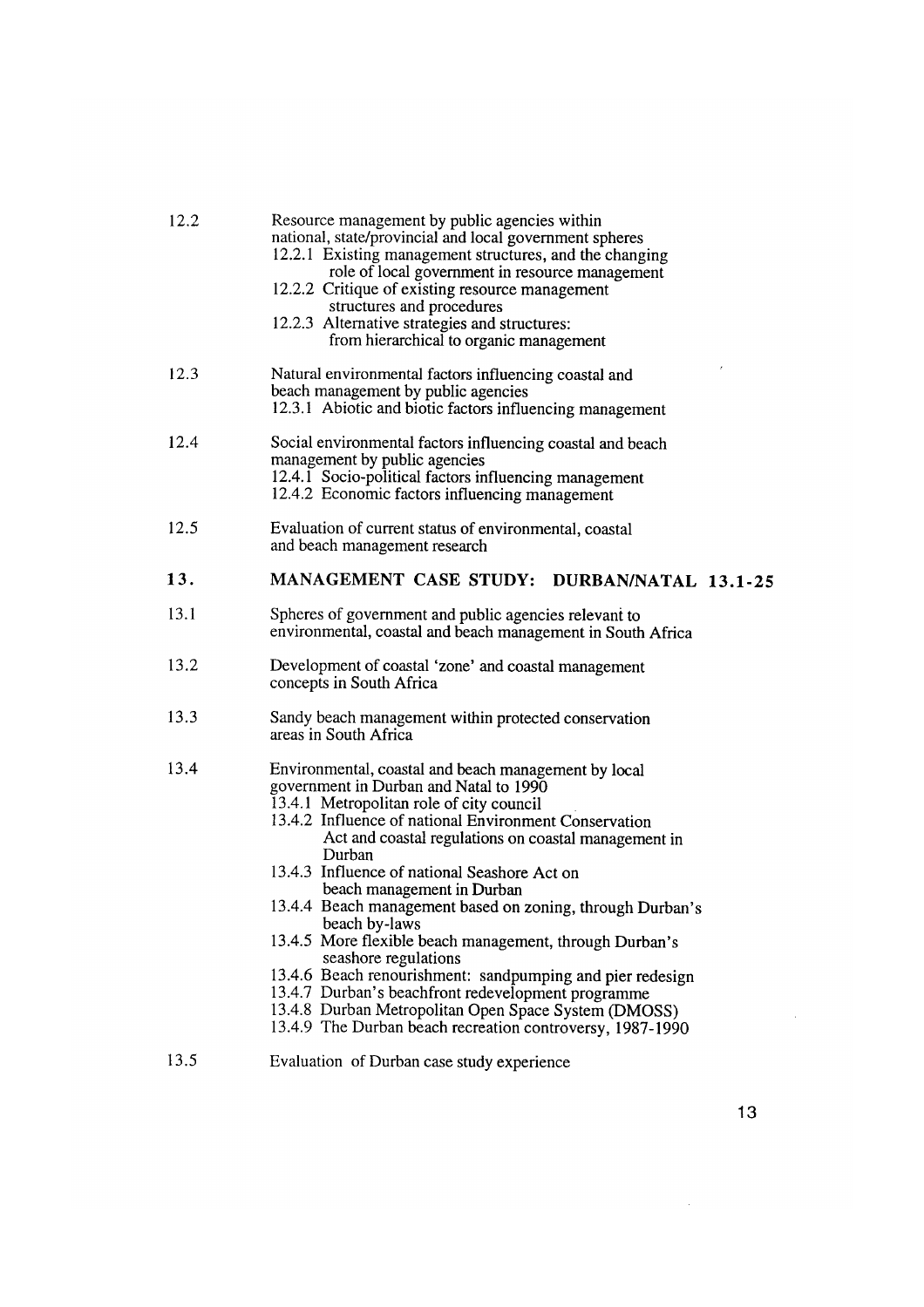12.2 Resource management by public agencies within national, state/provincial and local government spheres

- 12.2.1 Existing management structures, and the changing role of local government in resource management
- 12.2.2 Critique of existing resource management structures and procedures
- 12.2.3 Alternative strategies and structures: from hierarchical to organic management

12.3 Natural environmental factors influencing coastal and beach management by public agencies

- 12.3.1 Abiotic and biotic factors influencing management

12.4 Social environmental factors influencing coastal and beach management by public agencies

- 12.4.1 Socio-political factors influencing management
- 12.4.2 Economic factors influencing management

12.5 Evaluation of current status of environmental, coastal and beach management research

## 13. MANAGEMENT CASE STUDY: DURBAN/NATAL 13.1-25

13.1 Spheres of government and public agencies relevant to environmental, coastal and beach management in South Africa

13.2 Development of coastal 'zone' and coastal management concepts in South Africa

13.3 Sandy beach management within protected conservation areas in South Africa

13.4 Environmental, coastal and beach management by local government in Durban and Natal to 1990

- 13.4.1 Metropolitan role of city council
- 13.4.2 Influence of national Environment Conservation Act and coastal regulations on coastal management in Durban
- 13.4.3 Influence of national Seashore Act on beach management in Durban
- 13.4.4 Beach management based on zoning, through Durban's beach by-laws
- 13.4.5 More flexible beach management, through Durban's seashore regulations
- 13.4.6 Beach renourishment: sandpumping and pier redesign
- 13.4.7 Durban's beachfront redevelopment programme
- 13.4.8 Durban Metropolitan Open Space System (DMOSS)
- 13.4.9 The Durban beach recreation controversy, 1987-1990

13.5 Evaluation of Durban case study experience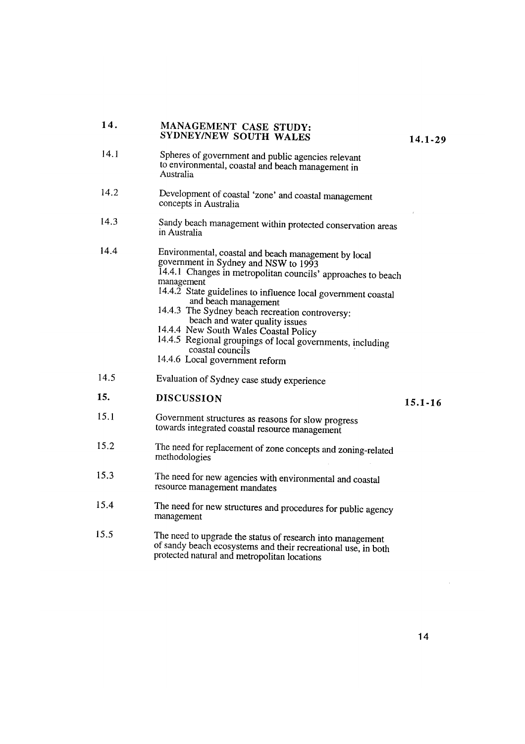| | | |
|---|---|---|
| **14.** | **MANAGEMENT CASE STUDY: SYDNEY/NEW SOUTH WALES** | **14.1-29** |
| 14.1 | Spheres of government and public agencies relevant to environmental, coastal and beach management in Australia | |
| 14.2 | Development of coastal 'zone' and coastal management concepts in Australia | |
| 14.3 | Sandy beach management within protected conservation areas in Australia | |
| 14.4 | Environmental, coastal and beach management by local government in Sydney and NSW to 1993<br>14.4.1 Changes in metropolitan councils' approaches to beach management<br>14.4.2 State guidelines to influence local government coastal and beach management<br>14.4.3 The Sydney beach recreation controversy: beach and water quality issues<br>14.4.4 New South Wales Coastal Policy<br>14.4.5 Regional groupings of local governments, including coastal councils<br>14.4.6 Local government reform | |
| 14.5 | Evaluation of Sydney case study experience | |
| **15.** | **DISCUSSION** | **15.1-16** |
| 15.1 | Government structures as reasons for slow progress towards integrated coastal resource management | |
| 15.2 | The need for replacement of zone concepts and zoning-related methodologies | |
| 15.3 | The need for new agencies with environmental and coastal resource management mandates | |
| 15.4 | The need for new structures and procedures for public agency management | |
| 15.5 | The need to upgrade the status of research into management of sandy beach ecosystems and their recreational use, in both protected natural and metropolitan locations | |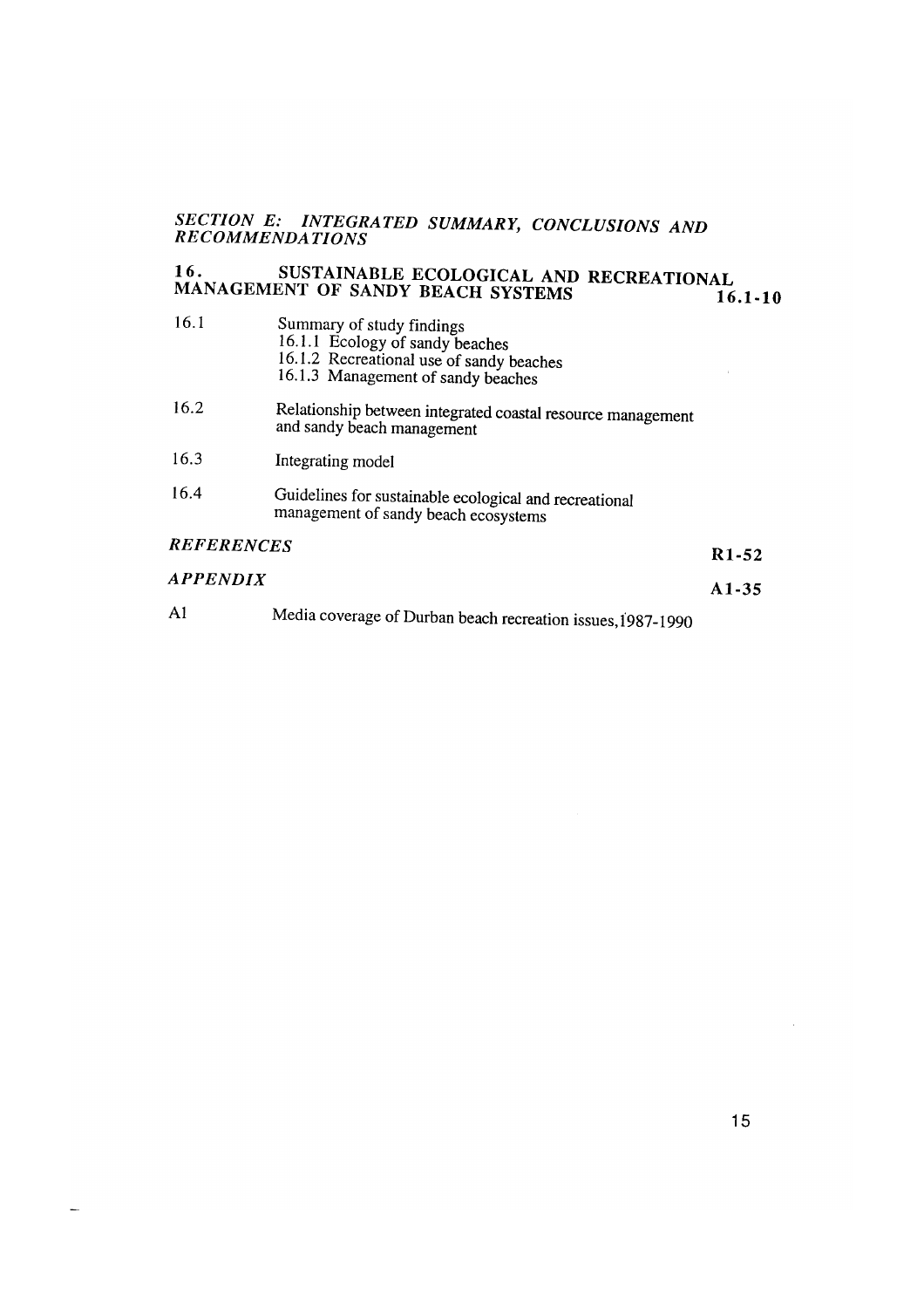## *SECTION E: INTEGRATED SUMMARY, CONCLUSIONS AND RECOMMENDATIONS*

### 16. SUSTAINABLE ECOLOGICAL AND RECREATIONAL MANAGEMENT OF SANDY BEACH SYSTEMS — 16.1-10

16.1 Summary of study findings
- 16.1.1 Ecology of sandy beaches
- 16.1.2 Recreational use of sandy beaches
- 16.1.3 Management of sandy beaches

16.2 Relationship between integrated coastal resource management and sandy beach management

16.3 Integrating model

16.4 Guidelines for sustainable ecological and recreational management of sandy beach ecosystems

### *REFERENCES* — R1-52

### *APPENDIX* — A1-35

A1 Media coverage of Durban beach recreation issues, 1987-1990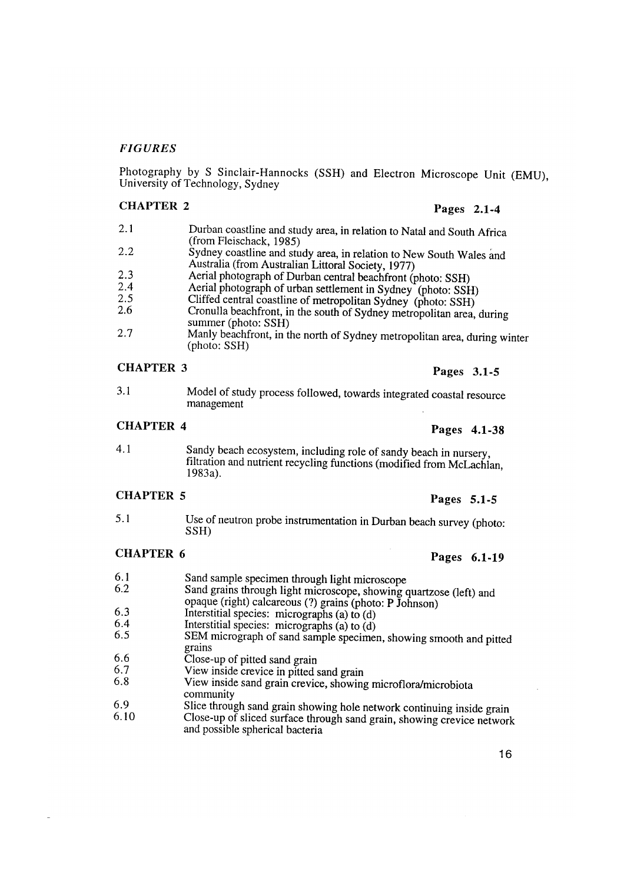## *FIGURES*

Photography by S Sinclair-Hannocks (SSH) and Electron Microscope Unit (EMU), University of Technology, Sydney

### CHAPTER 2 — Pages 2.1-4

| | |
|---|---|
| 2.1 | Durban coastline and study area, in relation to Natal and South Africa (from Fleischack, 1985) |
| 2.2 | Sydney coastline and study area, in relation to New South Wales and Australia (from Australian Littoral Society, 1977) |
| 2.3 | Aerial photograph of Durban central beachfront (photo: SSH) |
| 2.4 | Aerial photograph of urban settlement in Sydney (photo: SSH) |
| 2.5 | Cliffed central coastline of metropolitan Sydney (photo: SSH) |
| 2.6 | Cronulla beachfront, in the south of Sydney metropolitan area, during summer (photo: SSH) |
| 2.7 | Manly beachfront, in the north of Sydney metropolitan area, during winter (photo: SSH) |

### CHAPTER 3 — Pages 3.1-5

| | |
|---|---|
| 3.1 | Model of study process followed, towards integrated coastal resource management |

### CHAPTER 4 — Pages 4.1-38

| | |
|---|---|
| 4.1 | Sandy beach ecosystem, including role of sandy beach in nursery, filtration and nutrient recycling functions (modified from McLachlan, 1983a). |

### CHAPTER 5 — Pages 5.1-5

| | |
|---|---|
| 5.1 | Use of neutron probe instrumentation in Durban beach survey (photo: SSH) |

### CHAPTER 6 — Pages 6.1-19

| | |
|---|---|
| 6.1 | Sand sample specimen through light microscope |
| 6.2 | Sand grains through light microscope, showing quartzose (left) and opaque (right) calcareous (?) grains (photo: P Johnson) |
| 6.3 | Interstitial species: micrographs (a) to (d) |
| 6.4 | Interstitial species: micrographs (a) to (d) |
| 6.5 | SEM micrograph of sand sample specimen, showing smooth and pitted grains |
| 6.6 | Close-up of pitted sand grain |
| 6.7 | View inside crevice in pitted sand grain |
| 6.8 | View inside sand grain crevice, showing microflora/microbiota community |
| 6.9 | Slice through sand grain showing hole network continuing inside grain |
| 6.10 | Close-up of sliced surface through sand grain, showing crevice network and possible spherical bacteria |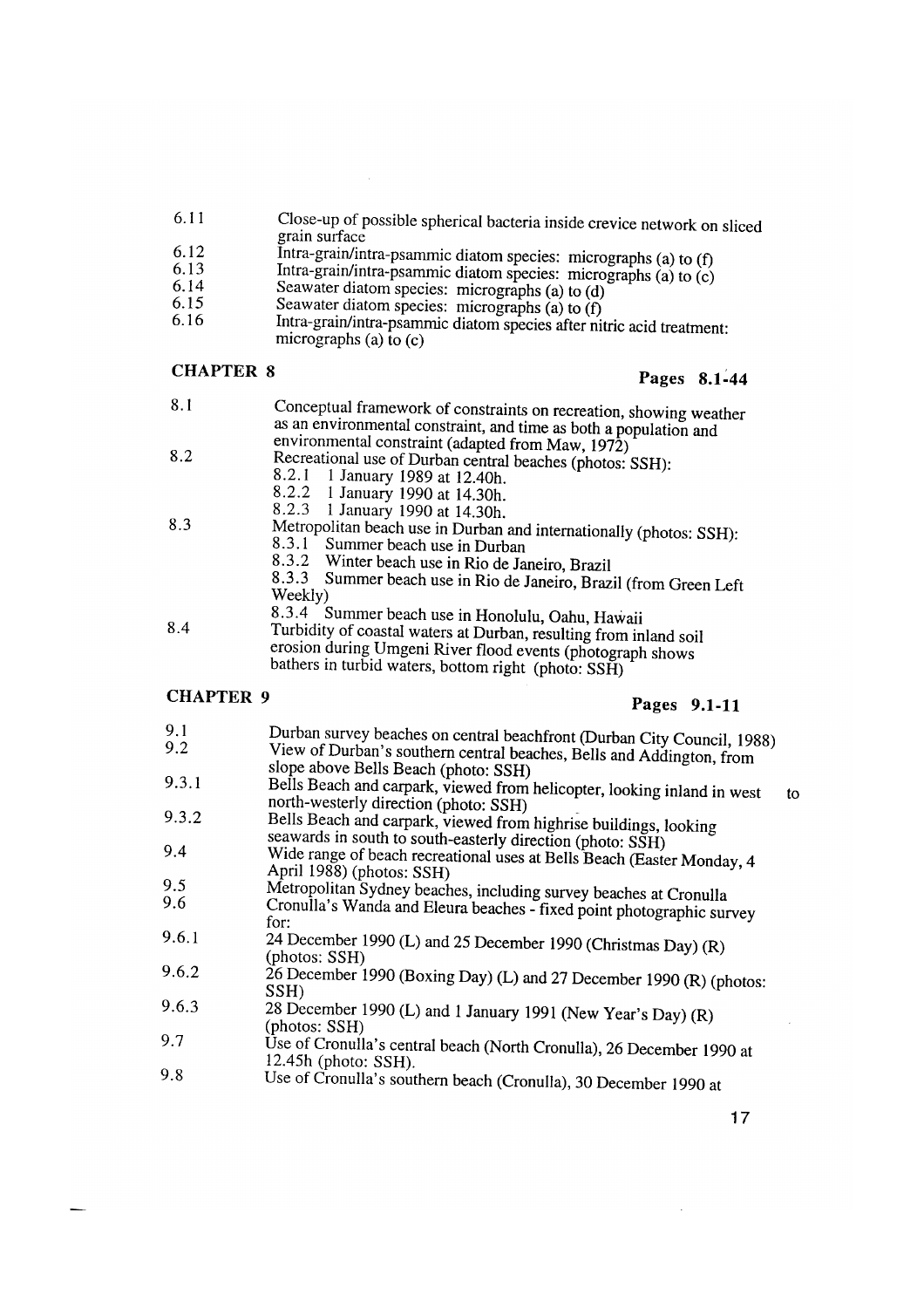| | |
|---|---|
| 6.11 | Close-up of possible spherical bacteria inside crevice network on sliced grain surface |
| 6.12 | Intra-grain/intra-psammic diatom species: micrographs (a) to (f) |
| 6.13 | Intra-grain/intra-psammic diatom species: micrographs (a) to (c) |
| 6.14 | Seawater diatom species: micrographs (a) to (d) |
| 6.15 | Seawater diatom species: micrographs (a) to (f) |
| 6.16 | Intra-grain/intra-psammic diatom species after nitric acid treatment: micrographs (a) to (c) |

## CHAPTER 8 — Pages 8.1-44

| | |
|---|---|
| 8.1 | Conceptual framework of constraints on recreation, showing weather as an environmental constraint, and time as both a population and environmental constraint (adapted from Maw, 1972) |
| 8.2 | Recreational use of Durban central beaches (photos: SSH): |
| | 8.2.1 1 January 1989 at 12.40h. |
| | 8.2.2 1 January 1990 at 14.30h. |
| | 8.2.3 1 January 1990 at 14.30h. |
| 8.3 | Metropolitan beach use in Durban and internationally (photos: SSH): |
| | 8.3.1 Summer beach use in Durban |
| | 8.3.2 Winter beach use in Rio de Janeiro, Brazil |
| | 8.3.3 Summer beach use in Rio de Janeiro, Brazil (from Green Left Weekly) |
| | 8.3.4 Summer beach use in Honolulu, Oahu, Hawaii |
| 8.4 | Turbidity of coastal waters at Durban, resulting from inland soil erosion during Umgeni River flood events (photograph shows bathers in turbid waters, bottom right (photo: SSH) |

## CHAPTER 9 — Pages 9.1-11

| | |
|---|---|
| 9.1 | Durban survey beaches on central beachfront (Durban City Council, 1988) |
| 9.2 | View of Durban's southern central beaches, Bells and Addington, from slope above Bells Beach (photo: SSH) |
| 9.3.1 | Bells Beach and carpark, viewed from helicopter, looking inland in west to north-westerly direction (photo: SSH) |
| 9.3.2 | Bells Beach and carpark, viewed from highrise buildings, looking seawards in south to south-easterly direction (photo: SSH) |
| 9.4 | Wide range of beach recreational uses at Bells Beach (Easter Monday, 4 April 1988) (photos: SSH) |
| 9.5 | Metropolitan Sydney beaches, including survey beaches at Cronulla |
| 9.6 | Cronulla's Wanda and Eleura beaches - fixed point photographic survey for: |
| 9.6.1 | 24 December 1990 (L) and 25 December 1990 (Christmas Day) (R) (photos: SSH) |
| 9.6.2 | 26 December 1990 (Boxing Day) (L) and 27 December 1990 (R) (photos: SSH) |
| 9.6.3 | 28 December 1990 (L) and 1 January 1991 (New Year's Day) (R) (photos: SSH) |
| 9.7 | Use of Cronulla's central beach (North Cronulla), 26 December 1990 at 12.45h (photo: SSH). |
| 9.8 | Use of Cronulla's southern beach (Cronulla), 30 December 1990 at |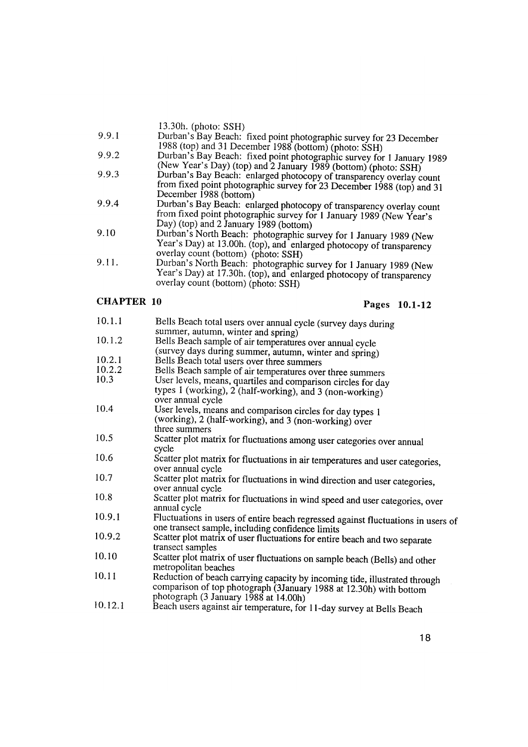| | |
|---|---|
| | 13.30h. (photo: SSH) |
| 9.9.1 | Durban's Bay Beach: fixed point photographic survey for 23 December 1988 (top) and 31 December 1988 (bottom) (photo: SSH) |
| 9.9.2 | Durban's Bay Beach: fixed point photographic survey for 1 January 1989 (New Year's Day) (top) and 2 January 1989 (bottom) (photo: SSH) |
| 9.9.3 | Durban's Bay Beach: enlarged photocopy of transparency overlay count from fixed point photographic survey for 23 December 1988 (top) and 31 December 1988 (bottom) |
| 9.9.4 | Durban's Bay Beach: enlarged photocopy of transparency overlay count from fixed point photographic survey for 1 January 1989 (New Year's Day) (top) and 2 January 1989 (bottom) |
| 9.10 | Durban's North Beach: photographic survey for 1 January 1989 (New Year's Day) at 13.00h. (top), and enlarged photocopy of transparency overlay count (bottom) (photo: SSH) |
| 9.11. | Durban's North Beach: photographic survey for 1 January 1989 (New Year's Day) at 17.30h. (top), and enlarged photocopy of transparency overlay count (bottom) (photo: SSH) |

## CHAPTER 10 — Pages 10.1-12

| | |
|---|---|
| 10.1.1 | Bells Beach total users over annual cycle (survey days during summer, autumn, winter and spring) |
| 10.1.2 | Bells Beach sample of air temperatures over annual cycle (survey days during summer, autumn, winter and spring) |
| 10.2.1 | Bells Beach total users over three summers |
| 10.2.2 | Bells Beach sample of air temperatures over three summers |
| 10.3 | User levels, means, quartiles and comparison circles for day types 1 (working), 2 (half-working), and 3 (non-working) over annual cycle |
| 10.4 | User levels, means and comparison circles for day types 1 (working), 2 (half-working), and 3 (non-working) over three summers |
| 10.5 | Scatter plot matrix for fluctuations among user categories over annual cycle |
| 10.6 | Scatter plot matrix for fluctuations in air temperatures and user categories, over annual cycle |
| 10.7 | Scatter plot matrix for fluctuations in wind direction and user categories, over annual cycle |
| 10.8 | Scatter plot matrix for fluctuations in wind speed and user categories, over annual cycle |
| 10.9.1 | Fluctuations in users of entire beach regressed against fluctuations in users of one transect sample, including confidence limits |
| 10.9.2 | Scatter plot matrix of user fluctuations for entire beach and two separate transect samples |
| 10.10 | Scatter plot matrix of user fluctuations on sample beach (Bells) and other metropolitan beaches |
| 10.11 | Reduction of beach carrying capacity by incoming tide, illustrated through comparison of top photograph (3January 1988 at 12.30h) with bottom photograph (3 January 1988 at 14.00h) |
| 10.12.1 | Beach users against air temperature, for 11-day survey at Bells Beach |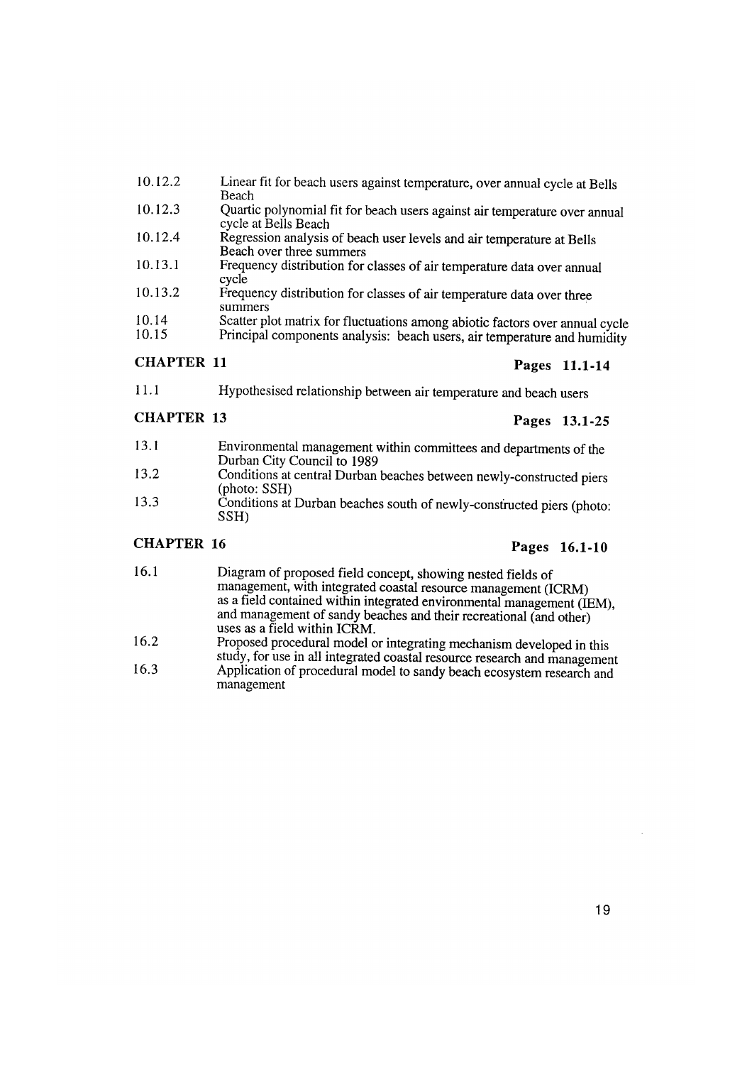| | |
|---|---|
| 10.12.2 | Linear fit for beach users against temperature, over annual cycle at Bells Beach |
| 10.12.3 | Quartic polynomial fit for beach users against air temperature over annual cycle at Bells Beach |
| 10.12.4 | Regression analysis of beach user levels and air temperature at Bells Beach over three summers |
| 10.13.1 | Frequency distribution for classes of air temperature data over annual cycle |
| 10.13.2 | Frequency distribution for classes of air temperature data over three summers |
| 10.14 | Scatter plot matrix for fluctuations among abiotic factors over annual cycle |
| 10.15 | Principal components analysis: beach users, air temperature and humidity |

## CHAPTER 11 — Pages 11.1-14

| | |
|---|---|
| 11.1 | Hypothesised relationship between air temperature and beach users |

## CHAPTER 13 — Pages 13.1-25

| | |
|---|---|
| 13.1 | Environmental management within committees and departments of the Durban City Council to 1989 |
| 13.2 | Conditions at central Durban beaches between newly-constructed piers (photo: SSH) |
| 13.3 | Conditions at Durban beaches south of newly-constructed piers (photo: SSH) |

## CHAPTER 16 — Pages 16.1-10

| | |
|---|---|
| 16.1 | Diagram of proposed field concept, showing nested fields of management, with integrated coastal resource management (ICRM) as a field contained within integrated environmental management (IEM), and management of sandy beaches and their recreational (and other) uses as a field within ICRM. |
| 16.2 | Proposed procedural model or integrating mechanism developed in this study, for use in all integrated coastal resource research and management |
| 16.3 | Application of procedural model to sandy beach ecosystem research and management |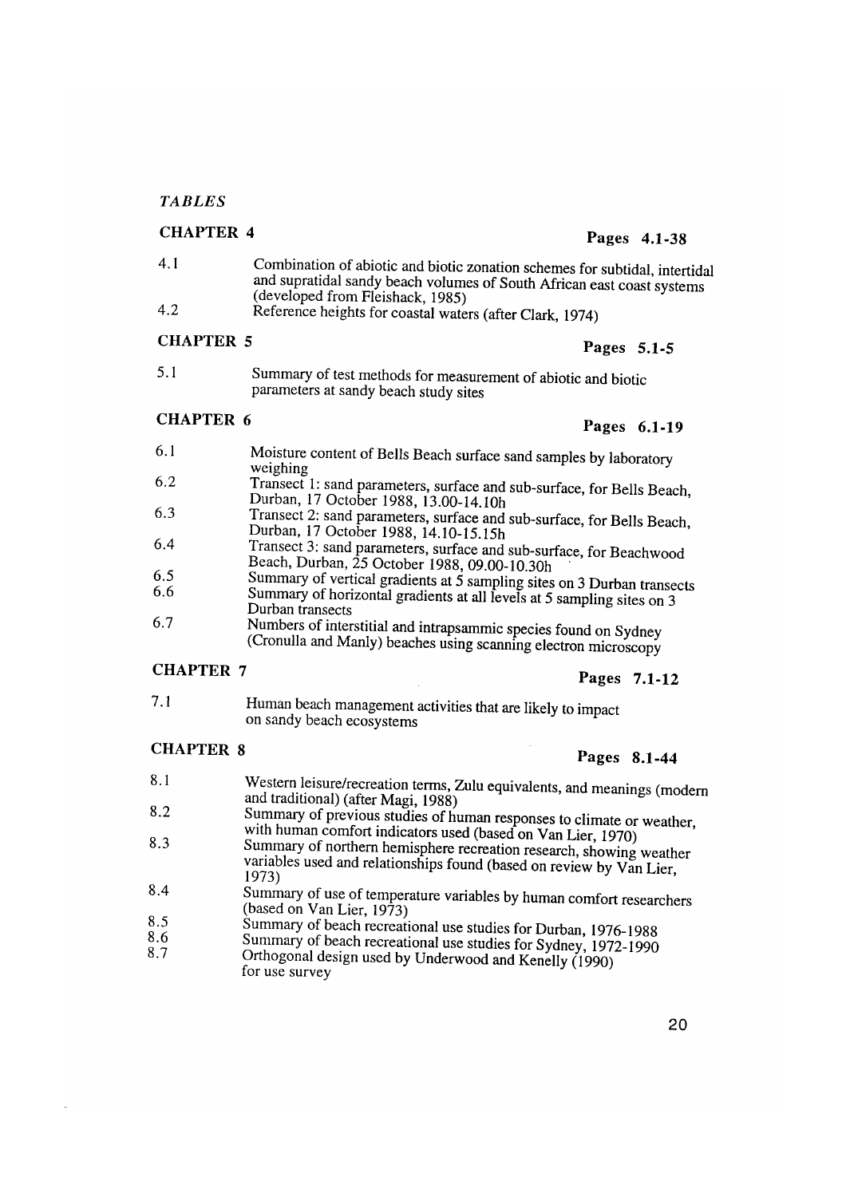*TABLES*

## CHAPTER 4

**Pages 4.1-38**

| | |
|---|---|
| 4.1 | Combination of abiotic and biotic zonation schemes for subtidal, intertidal and supratidal sandy beach volumes of South African east coast systems (developed from Fleishack, 1985) |
| 4.2 | Reference heights for coastal waters (after Clark, 1974) |

## CHAPTER 5

**Pages 5.1-5**

| | |
|---|---|
| 5.1 | Summary of test methods for measurement of abiotic and biotic parameters at sandy beach study sites |

## CHAPTER 6

**Pages 6.1-19**

| | |
|---|---|
| 6.1 | Moisture content of Bells Beach surface sand samples by laboratory weighing |
| 6.2 | Transect 1: sand parameters, surface and sub-surface, for Bells Beach, Durban, 17 October 1988, 13.00-14.10h |
| 6.3 | Transect 2: sand parameters, surface and sub-surface, for Bells Beach, Durban, 17 October 1988, 14.10-15.15h |
| 6.4 | Transect 3: sand parameters, surface and sub-surface, for Beachwood Beach, Durban, 25 October 1988, 09.00-10.30h |
| 6.5 | Summary of vertical gradients at 5 sampling sites on 3 Durban transects |
| 6.6 | Summary of horizontal gradients at all levels at 5 sampling sites on 3 Durban transects |
| 6.7 | Numbers of interstitial and intrapsammic species found on Sydney (Cronulla and Manly) beaches using scanning electron microscopy |

## CHAPTER 7

**Pages 7.1-12**

| | |
|---|---|
| 7.1 | Human beach management activities that are likely to impact on sandy beach ecosystems |

## CHAPTER 8

**Pages 8.1-44**

| | |
|---|---|
| 8.1 | Western leisure/recreation terms, Zulu equivalents, and meanings (modern and traditional) (after Magi, 1988) |
| 8.2 | Summary of previous studies of human responses to climate or weather, with human comfort indicators used (based on Van Lier, 1970) |
| 8.3 | Summary of northern hemisphere recreation research, showing weather variables used and relationships found (based on review by Van Lier, 1973) |
| 8.4 | Summary of use of temperature variables by human comfort researchers (based on Van Lier, 1973) |
| 8.5 | Summary of beach recreational use studies for Durban, 1976-1988 |
| 8.6 | Summary of beach recreational use studies for Sydney, 1972-1990 |
| 8.7 | Orthogonal design used by Underwood and Kenelly (1990) for use survey |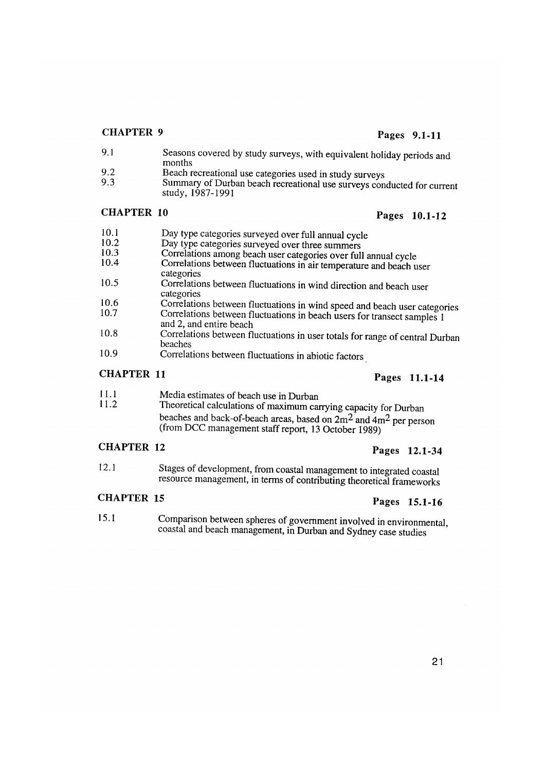**CHAPTER 9** **Pages 9.1-11**

| | |
|---|---|
| 9.1 | Seasons covered by study surveys, with equivalent holiday periods and months |
| 9.2 | Beach recreational use categories used in study surveys |
| 9.3 | Summary of Durban beach recreational use surveys conducted for current study, 1987-1991 |

**CHAPTER 10** **Pages 10.1-12**

| | |
|---|---|
| 10.1 | Day type categories surveyed over full annual cycle |
| 10.2 | Day type categories surveyed over three summers |
| 10.3 | Correlations among beach user categories over full annual cycle |
| 10.4 | Correlations between fluctuations in air temperature and beach user categories |
| 10.5 | Correlations between fluctuations in wind direction and beach user categories |
| 10.6 | Correlations between fluctuations in wind speed and beach user categories |
| 10.7 | Correlations between fluctuations in beach users for transect samples 1 and 2, and entire beach |
| 10.8 | Correlations between fluctuations in user totals for range of central Durban beaches |
| 10.9 | Correlations between fluctuations in abiotic factors |

**CHAPTER 11** **Pages 11.1-14**

| | |
|---|---|
| 11.1 | Media estimates of beach use in Durban |
| 11.2 | Theoretical calculations of maximum carrying capacity for Durban beaches and back-of-beach areas, based on $2m^2$ and $4m^2$ per person (from DCC management staff report, 13 October 1989) |

**CHAPTER 12** **Pages 12.1-34**

| | |
|---|---|
| 12.1 | Stages of development, from coastal management to integrated coastal resource management, in terms of contributing theoretical frameworks |

**CHAPTER 15** **Pages 15.1-16**

| | |
|---|---|
| 15.1 | Comparison between spheres of government involved in environmental, coastal and beach management, in Durban and Sydney case studies |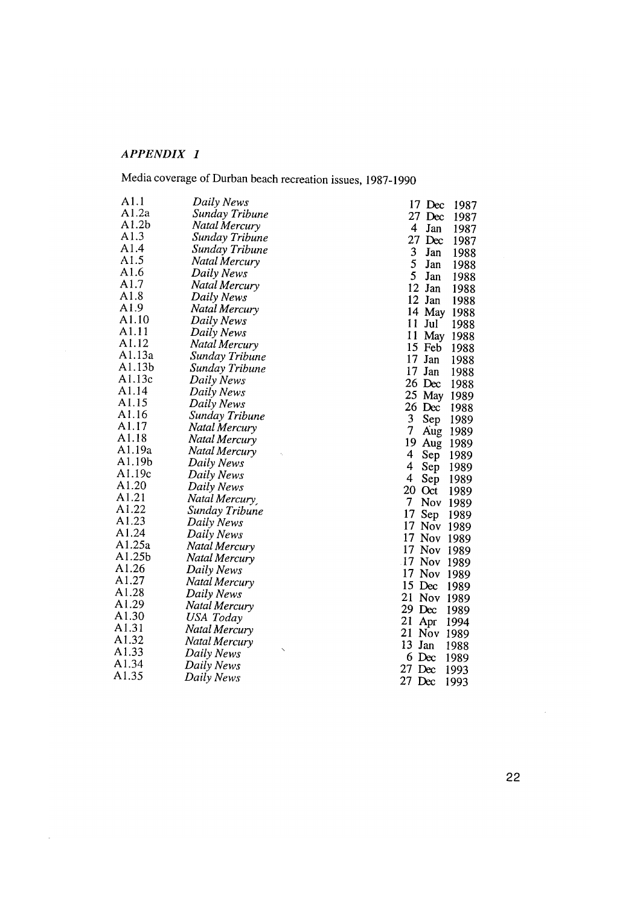## *APPENDIX 1*

Media coverage of Durban beach recreation issues, 1987-1990

| | | |
|---|---|---|
| A1.1 | *Daily News* | 17 Dec 1987 |
| A1.2a | *Sunday Tribune* | 27 Dec 1987 |
| A1.2b | *Natal Mercury* | 4 Jan 1987 |
| A1.3 | *Sunday Tribune* | 27 Dec 1987 |
| A1.4 | *Sunday Tribune* | 3 Jan 1988 |
| A1.5 | *Natal Mercury* | 5 Jan 1988 |
| A1.6 | *Daily News* | 5 Jan 1988 |
| A1.7 | *Natal Mercury* | 12 Jan 1988 |
| A1.8 | *Daily News* | 12 Jan 1988 |
| A1.9 | *Natal Mercury* | 14 May 1988 |
| A1.10 | *Daily News* | 11 Jul 1988 |
| A1.11 | *Daily News* | 11 May 1988 |
| A1.12 | *Natal Mercury* | 15 Feb 1988 |
| A1.13a | *Sunday Tribune* | 17 Jan 1988 |
| A1.13b | *Sunday Tribune* | 17 Jan 1988 |
| A1.13c | *Daily News* | 26 Dec 1988 |
| A1.14 | *Daily News* | 25 May 1989 |
| A1.15 | *Daily News* | 26 Dec 1988 |
| A1.16 | *Sunday Tribune* | 3 Sep 1989 |
| A1.17 | *Natal Mercury* | 7 Aug 1989 |
| A1.18 | *Natal Mercury* | 19 Aug 1989 |
| A1.19a | *Natal Mercury* | 4 Sep 1989 |
| A1.19b | *Daily News* | 4 Sep 1989 |
| A1.19c | *Daily News* | 4 Sep 1989 |
| A1.20 | *Daily News* | 20 Oct 1989 |
| A1.21 | *Natal Mercury*, | 7 Nov 1989 |
| A1.22 | *Sunday Tribune* | 17 Sep 1989 |
| A1.23 | *Daily News* | 17 Nov 1989 |
| A1.24 | *Daily News* | 17 Nov 1989 |
| A1.25a | *Natal Mercury* | 17 Nov 1989 |
| A1.25b | *Natal Mercury* | 17 Nov 1989 |
| A1.26 | *Daily News* | 17 Nov 1989 |
| A1.27 | *Natal Mercury* | 15 Dec 1989 |
| A1.28 | *Daily News* | 21 Nov 1989 |
| A1.29 | *Natal Mercury* | 29 Dec 1989 |
| A1.30 | *USA Today* | 21 Apr 1994 |
| A1.31 | *Natal Mercury* | 21 Nov 1989 |
| A1.32 | *Natal Mercury* | 13 Jan 1988 |
| A1.33 | *Daily News* | 6 Dec 1989 |
| A1.34 | *Daily News* | 27 Dec 1993 |
| A1.35 | *Daily News* | 27 Dec 1993 |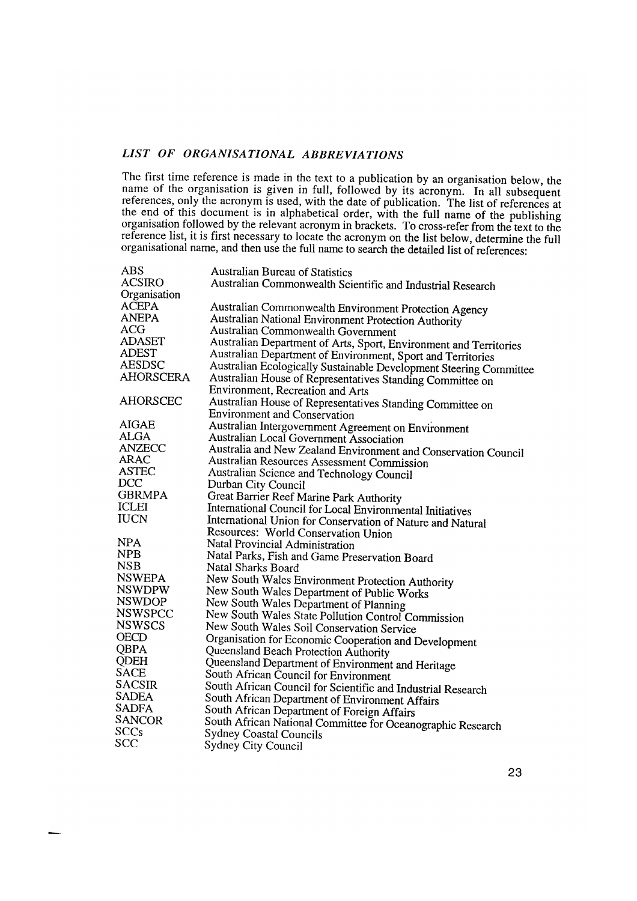## *LIST OF ORGANISATIONAL ABBREVIATIONS*

The first time reference is made in the text to a publication by an organisation below, the name of the organisation is given in full, followed by its acronym. In all subsequent references, only the acronym is used, with the date of publication. The list of references at the end of this document is in alphabetical order, with the full name of the publishing organisation followed by the relevant acronym in brackets. To cross-refer from the text to the reference list, it is first necessary to locate the acronym on the list below, determine the full organisational name, and then use the full name to search the detailed list of references:

| | |
|---|---|
| ABS | Australian Bureau of Statistics |
| ACSIRO | Australian Commonwealth Scientific and Industrial Research Organisation |
| ACEPA | Australian Commonwealth Environment Protection Agency |
| ANEPA | Australian National Environment Protection Authority |
| ACG | Australian Commonwealth Government |
| ADASET | Australian Department of Arts, Sport, Environment and Territories |
| ADEST | Australian Department of Environment, Sport and Territories |
| AESDSC | Australian Ecologically Sustainable Development Steering Committee |
| AHORSCERA | Australian House of Representatives Standing Committee on Environment, Recreation and Arts |
| AHORSCEC | Australian House of Representatives Standing Committee on Environment and Conservation |
| AIGAE | Australian Intergovernment Agreement on Environment |
| ALGA | Australian Local Government Association |
| ANZECC | Australia and New Zealand Environment and Conservation Council |
| ARAC | Australian Resources Assessment Commission |
| ASTEC | Australian Science and Technology Council |
| DCC | Durban City Council |
| GBRMPA | Great Barrier Reef Marine Park Authority |
| ICLEI | International Council for Local Environmental Initiatives |
| IUCN | International Union for Conservation of Nature and Natural Resources: World Conservation Union |
| NPA | Natal Provincial Administration |
| NPB | Natal Parks, Fish and Game Preservation Board |
| NSB | Natal Sharks Board |
| NSWEPA | New South Wales Environment Protection Authority |
| NSWDPW | New South Wales Department of Public Works |
| NSWDOP | New South Wales Department of Planning |
| NSWSPCC | New South Wales State Pollution Control Commission |
| NSWSCS | New South Wales Soil Conservation Service |
| OECD | Organisation for Economic Cooperation and Development |
| QBPA | Queensland Beach Protection Authority |
| QDEH | Queensland Department of Environment and Heritage |
| SACE | South African Council for Environment |
| SACSIR | South African Council for Scientific and Industrial Research |
| SADEA | South African Department of Environment Affairs |
| SADFA | South African Department of Foreign Affairs |
| SANCOR | South African National Committee for Oceanographic Research |
| SCCs | Sydney Coastal Councils |
| SCC | Sydney City Council |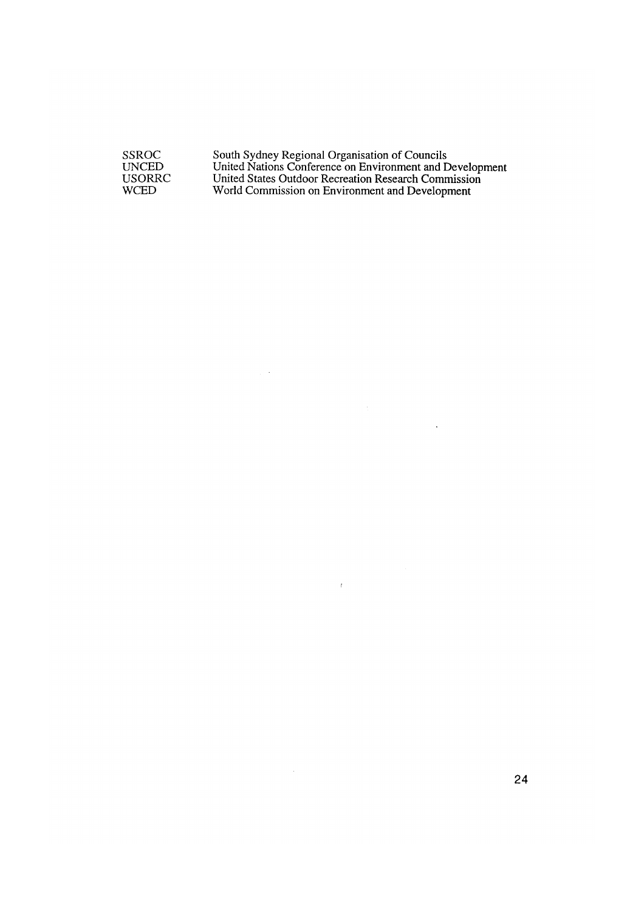| | |
|---|---|
| SSROC | South Sydney Regional Organisation of Councils |
| UNCED | United Nations Conference on Environment and Development |
| USORRC | United States Outdoor Recreation Research Commission |
| WCED | World Commission on Environment and Development |